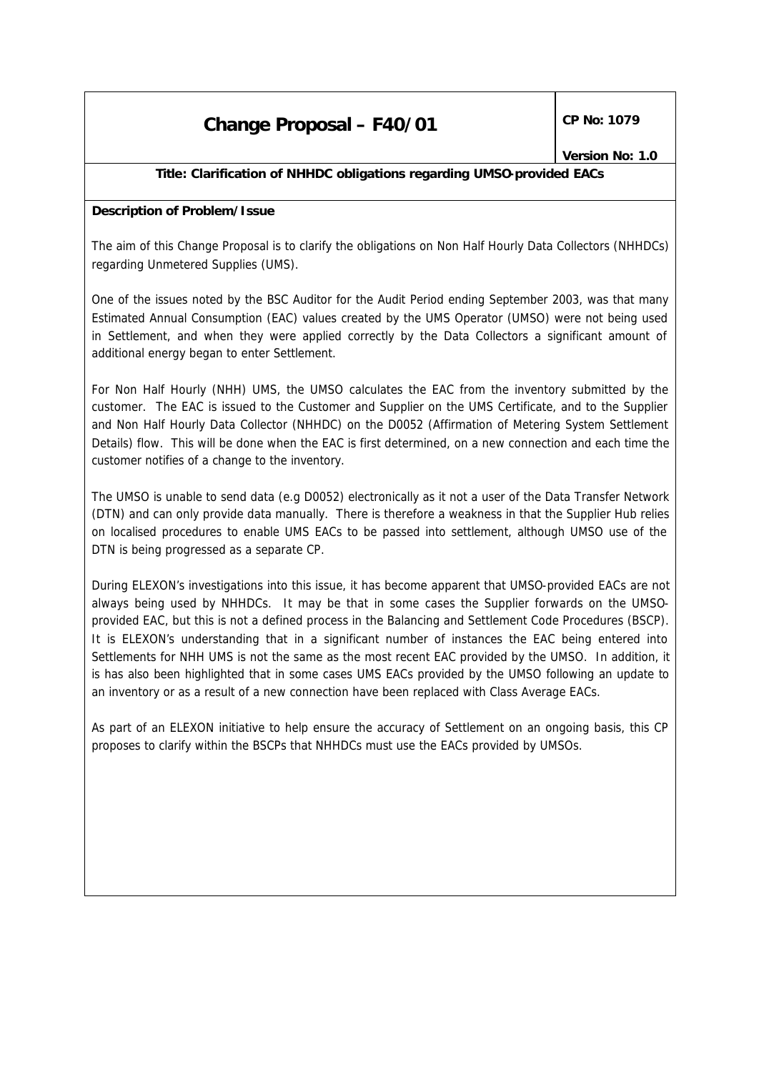# Change Proposal – F40/01

**CP No: 1079**

**Version No: 1.0**

**Title: Clarification of NHHDC obligations regarding UMSO-provided EACs**

**Description of Problem/Issue**

The aim of this Change Proposal is to clarify the obligations on Non Half Hourly Data Collectors (NHHDCs) regarding Unmetered Supplies (UMS).

One of the issues noted by the BSC Auditor for the Audit Period ending September 2003, was that many Estimated Annual Consumption (EAC) values created by the UMS Operator (UMSO) were not being used in Settlement, and when they were applied correctly by the Data Collectors a significant amount of additional energy began to enter Settlement.

For Non Half Hourly (NHH) UMS, the UMSO calculates the EAC from the inventory submitted by the customer. The EAC is issued to the Customer and Supplier on the UMS Certificate, and to the Supplier and Non Half Hourly Data Collector (NHHDC) on the D0052 (Affirmation of Metering System Settlement Details) flow. This will be done when the EAC is first determined, on a new connection and each time the customer notifies of a change to the inventory.

The UMSO is unable to send data (e.g D0052) electronically as it not a user of the Data Transfer Network (DTN) and can only provide data manually. There is therefore a weakness in that the Supplier Hub relies on localised procedures to enable UMS EACs to be passed into settlement, although UMSO use of the DTN is being progressed as a separate CP.

During ELEXON's investigations into this issue, it has become apparent that UMSO-provided EACs are not always being used by NHHDCs. It may be that in some cases the Supplier forwards on the UMSO-provided EAC, but this is not a defined process in the Balancing and Settlement Code Procedures (BSCP). It is ELEXON's understanding that in a significant number of instances the EAC being entered into Settlements for NHH UMS is not the same as the most recent EAC provided by the UMSO. In addition, it is has also been highlighted that in some cases UMS EACs provided by the UMSO following an update to an inventory or as a result of a new connection have been replaced with Class Average EACs.

As part of an ELEXON initiative to help ensure the accuracy of Settlement on an ongoing basis, this CP proposes to clarify within the BSCPs that NHHDCs must use the EACs provided by UMSOs.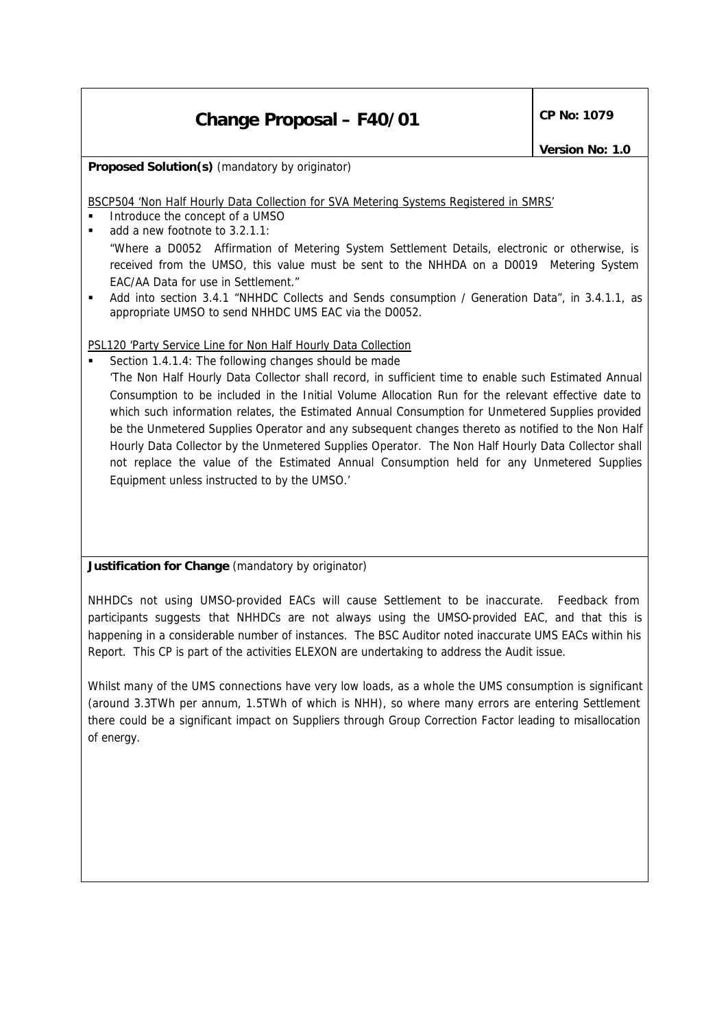| Change Proposal – F40/01 | CP No: 1079 |
|---|---|
| | Version No: 1.0 |

**Proposed Solution(s)** (mandatory by originator)

BSCP504 'Non Half Hourly Data Collection for SVA Metering Systems Registered in SMRS'

- Introduce the concept of a UMSO
- add a new footnote to 3.2.1.1:

  "Where a D0052 Affirmation of Metering System Settlement Details, electronic or otherwise, is received from the UMSO, this value must be sent to the NHHDA on a D0019 Metering System EAC/AA Data for use in Settlement."
- Add into section 3.4.1 "NHHDC Collects and Sends consumption / Generation Data", in 3.4.1.1, as appropriate UMSO to send NHHDC UMS EAC via the D0052.

PSL120 'Party Service Line for Non Half Hourly Data Collection

- Section 1.4.1.4: The following changes should be made

  'The Non Half Hourly Data Collector shall record, in sufficient time to enable such Estimated Annual Consumption to be included in the Initial Volume Allocation Run for the relevant effective date to which such information relates, the Estimated Annual Consumption for Unmetered Supplies provided be the Unmetered Supplies Operator and any subsequent changes thereto as notified to the Non Half Hourly Data Collector by the Unmetered Supplies Operator. The Non Half Hourly Data Collector shall not replace the value of the Estimated Annual Consumption held for any Unmetered Supplies Equipment unless instructed to by the UMSO.'

**Justification for Change** (mandatory by originator)

NHHDCs not using UMSO-provided EACs will cause Settlement to be inaccurate. Feedback from participants suggests that NHHDCs are not always using the UMSO-provided EAC, and that this is happening in a considerable number of instances. The BSC Auditor noted inaccurate UMS EACs within his Report. This CP is part of the activities ELEXON are undertaking to address the Audit issue.

Whilst many of the UMS connections have very low loads, as a whole the UMS consumption is significant (around 3.3TWh per annum, 1.5TWh of which is NHH), so where many errors are entering Settlement there could be a significant impact on Suppliers through Group Correction Factor leading to misallocation of energy.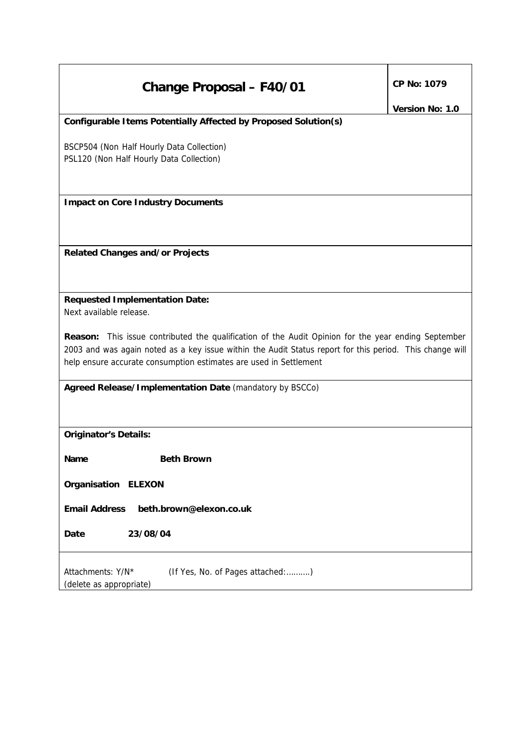# Change Proposal – F40/01

**CP No: 1079**

**Version No: 1.0**

**Configurable Items Potentially Affected by Proposed Solution(s)**

BSCP504 (Non Half Hourly Data Collection)
PSL120 (Non Half Hourly Data Collection)

**Impact on Core Industry Documents**

**Related Changes and/or Projects**

**Requested Implementation Date:**
Next available release.

**Reason:** This issue contributed the qualification of the Audit Opinion for the year ending September 2003 and was again noted as a key issue within the Audit Status report for this period. This change will help ensure accurate consumption estimates are used in Settlement

**Agreed Release/Implementation Date** (mandatory by BSCCo)

**Originator's Details:**

**Name** **Beth Brown**

**Organisation** **ELEXON**

**Email Address** **beth.brown@elexon.co.uk**

**Date** **23/08/04**

Attachments: Y/N* (If Yes, No. of Pages attached:……….)
(delete as appropriate)